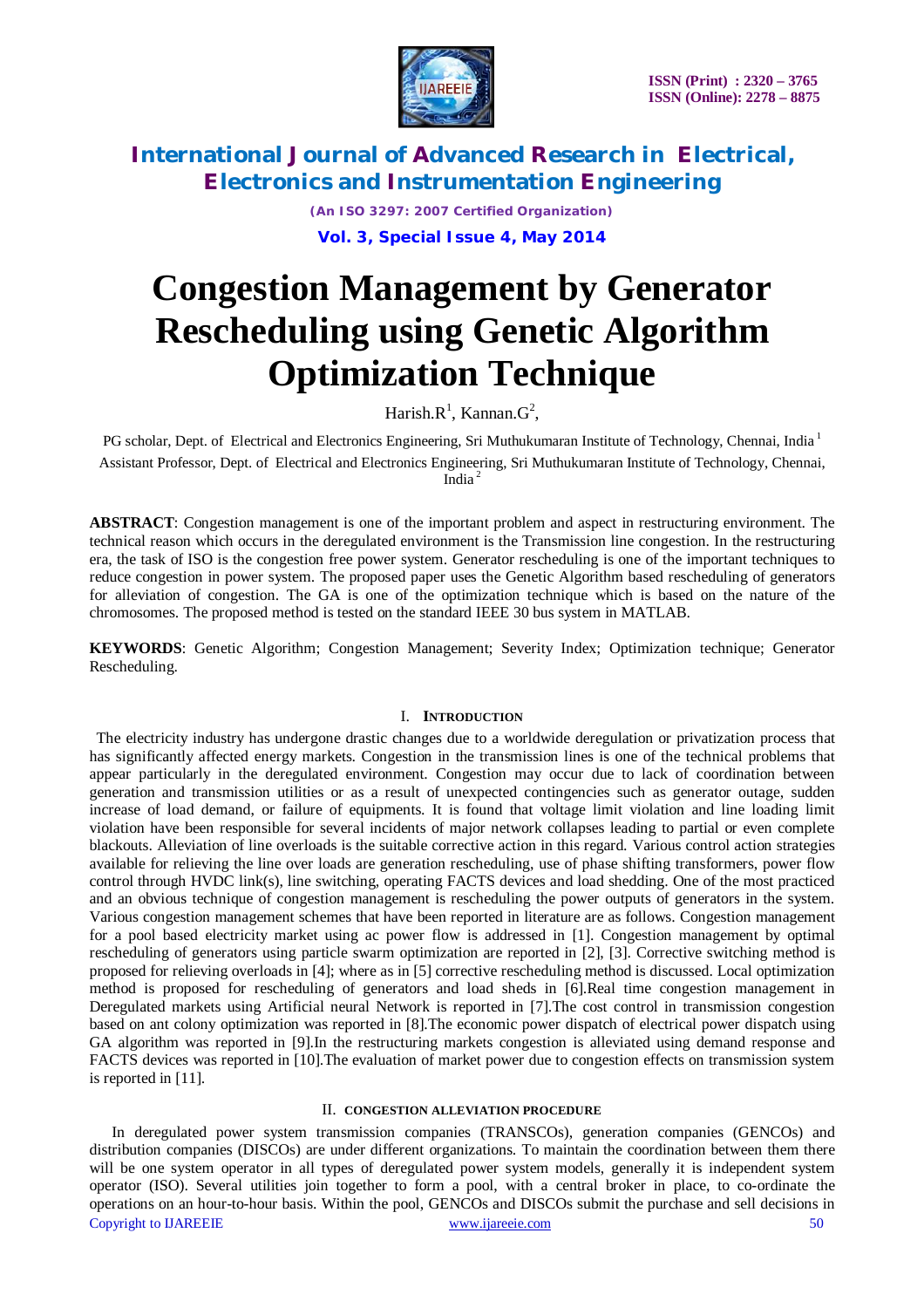# Congestion Management by Generator Rescheduling using Genetic Algorithm Optimization Technique

Harish.R[1], Kannan.G[2],

PG scholar, Dept. of Electrical and Electronics Engineering, Sri Muthukumaran Institute of Technology, Chennai, India [1]

Assistant Professor, Dept. of Electrical and Electronics Engineering, Sri Muthukumaran Institute of Technology, Chennai, India [2]

**ABSTRACT**: Congestion management is one of the important problem and aspect in restructuring environment. The technical reason which occurs in the deregulated environment is the Transmission line congestion. In the restructuring era, the task of ISO is the congestion free power system. Generator rescheduling is one of the important techniques to reduce congestion in power system. The proposed paper uses the Genetic Algorithm based rescheduling of generators for alleviation of congestion. The GA is one of the optimization technique which is based on the nature of the chromosomes. The proposed method is tested on the standard IEEE 30 bus system in MATLAB.

**KEYWORDS**: Genetic Algorithm; Congestion Management; Severity Index; Optimization technique; Generator Rescheduling.

## I. INTRODUCTION

The electricity industry has undergone drastic changes due to a worldwide deregulation or privatization process that has significantly affected energy markets. Congestion in the transmission lines is one of the technical problems that appear particularly in the deregulated environment. Congestion may occur due to lack of coordination between generation and transmission utilities or as a result of unexpected contingencies such as generator outage, sudden increase of load demand, or failure of equipments. It is found that voltage limit violation and line loading limit violation have been responsible for several incidents of major network collapses leading to partial or even complete blackouts. Alleviation of line overloads is the suitable corrective action in this regard. Various control action strategies available for relieving the line over loads are generation rescheduling, use of phase shifting transformers, power flow control through HVDC link(s), line switching, operating FACTS devices and load shedding. One of the most practiced and an obvious technique of congestion management is rescheduling the power outputs of generators in the system. Various congestion management schemes that have been reported in literature are as follows. Congestion management for a pool based electricity market using ac power flow is addressed in [1]. Congestion management by optimal rescheduling of generators using particle swarm optimization are reported in [2], [3]. Corrective switching method is proposed for relieving overloads in [4]; where as in [5] corrective rescheduling method is discussed. Local optimization method is proposed for rescheduling of generators and load sheds in [6].Real time congestion management in Deregulated markets using Artificial neural Network is reported in [7].The cost control in transmission congestion based on ant colony optimization was reported in [8].The economic power dispatch of electrical power dispatch using GA algorithm was reported in [9].In the restructuring markets congestion is alleviated using demand response and FACTS devices was reported in [10].The evaluation of market power due to congestion effects on transmission system is reported in [11].

## II. CONGESTION ALLEVIATION PROCEDURE

In deregulated power system transmission companies (TRANSCOs), generation companies (GENCOs) and distribution companies (DISCOs) are under different organizations. To maintain the coordination between them there will be one system operator in all types of deregulated power system models, generally it is independent system operator (ISO). Several utilities join together to form a pool, with a central broker in place, to co-ordinate the operations on an hour-to-hour basis. Within the pool, GENCOs and DISCOs submit the purchase and sell decisions in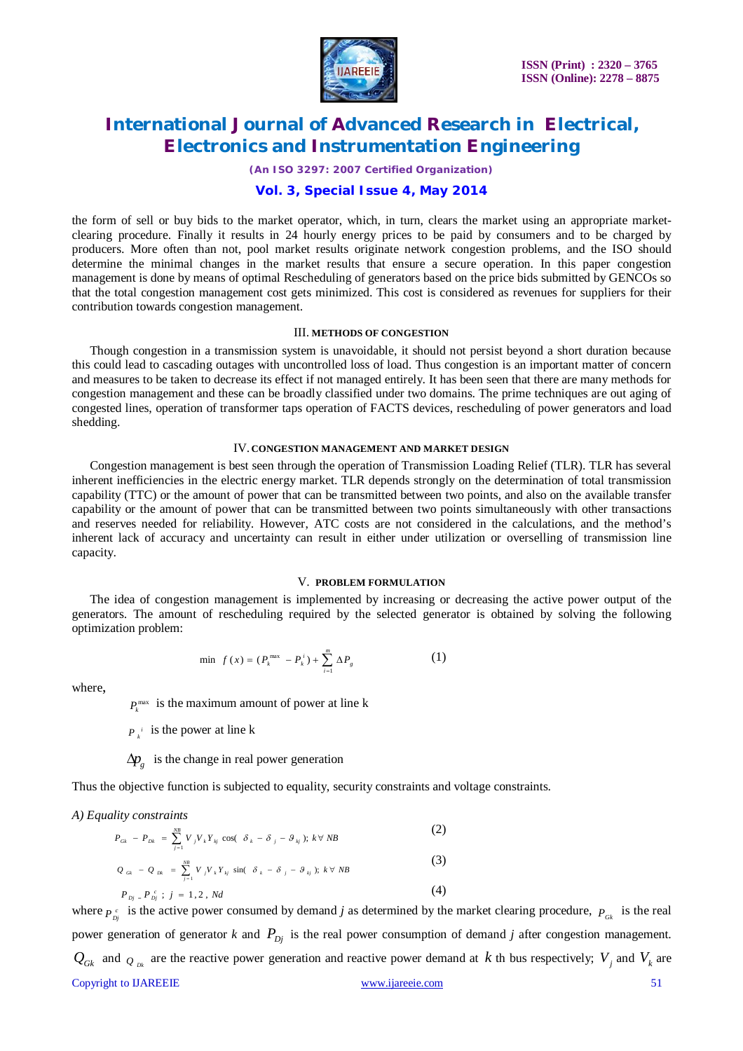the form of sell or buy bids to the market operator, which, in turn, clears the market using an appropriate market-clearing procedure. Finally it results in 24 hourly energy prices to be paid by consumers and to be charged by producers. More often than not, pool market results originate network congestion problems, and the ISO should determine the minimal changes in the market results that ensure a secure operation. In this paper congestion management is done by means of optimal Rescheduling of generators based on the price bids submitted by GENCOs so that the total congestion management cost gets minimized. This cost is considered as revenues for suppliers for their contribution towards congestion management.

## III. METHODS OF CONGESTION

Though congestion in a transmission system is unavoidable, it should not persist beyond a short duration because this could lead to cascading outages with uncontrolled loss of load. Thus congestion is an important matter of concern and measures to be taken to decrease its effect if not managed entirely. It has been seen that there are many methods for congestion management and these can be broadly classified under two domains. The prime techniques are out aging of congested lines, operation of transformer taps operation of FACTS devices, rescheduling of power generators and load shedding.

## IV. CONGESTION MANAGEMENT AND MARKET DESIGN

Congestion management is best seen through the operation of Transmission Loading Relief (TLR). TLR has several inherent inefficiencies in the electric energy market. TLR depends strongly on the determination of total transmission capability (TTC) or the amount of power that can be transmitted between two points, and also on the available transfer capability or the amount of power that can be transmitted between two points simultaneously with other transactions and reserves needed for reliability. However, ATC costs are not considered in the calculations, and the method's inherent lack of accuracy and uncertainty can result in either under utilization or overselling of transmission line capacity.

## V. PROBLEM FORMULATION

The idea of congestion management is implemented by increasing or decreasing the active power output of the generators. The amount of rescheduling required by the selected generator is obtained by solving the following optimization problem:

$$\min \; f(x) = (P_k^{\max} - P_k^{i}) + \sum_{i=1}^{m} \Delta P_g \qquad (1)$$

where,

$P_k^{\max}$ is the maximum amount of power at line k

$P_k^{i}$ is the power at line k

$\Delta p_g$ is the change in real power generation

Thus the objective function is subjected to equality, security constraints and voltage constraints.

*A) Equality constraints*

$$P_{Gk} - P_{Dk} = \sum_{j=1}^{NB} V_j V_k Y_{kj} \cos(\delta_k - \delta_j - \vartheta_{kj}); \; k \forall NB \qquad (2)$$

$$Q_{Gk} - Q_{Dk} = \sum_{j=1}^{NB} V_j V_k Y_{kj} \sin(\delta_k - \delta_j - \vartheta_{kj}); \; k \forall NB \qquad (3)$$

$$P_{Dj} = P_{Dj}^{c}; \; j = 1, 2, Nd \qquad (4)$$

where $P_{Dj}^{c}$ is the active power consumed by demand *j* as determined by the market clearing procedure, $P_{Gk}$ is the real power generation of generator *k* and $P_{Dj}$ is the real power consumption of demand *j* after congestion management. $Q_{Gk}$ and $Q_{Dk}$ are the reactive power generation and reactive power demand at $k$ th bus respectively; $V_j$ and $V_k$ are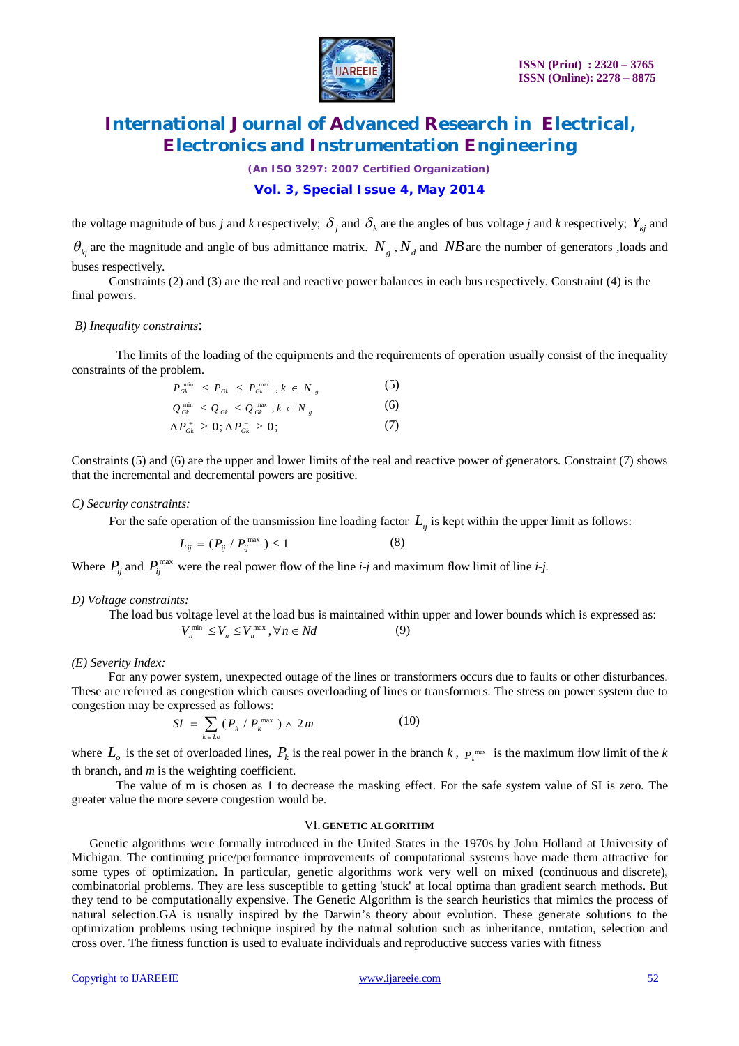the voltage magnitude of bus *j* and *k* respectively; $\delta_j$ and $\delta_k$ are the angles of bus voltage *j* and *k* respectively; $Y_{kj}$ and $\theta_{kj}$ are the magnitude and angle of bus admittance matrix. $N_g$ , $N_d$ and $NB$ are the number of generators ,loads and buses respectively.

Constraints (2) and (3) are the real and reactive power balances in each bus respectively. Constraint (4) is the final powers.

*B) Inequality constraints*:

The limits of the loading of the equipments and the requirements of operation usually consist of the inequality constraints of the problem.

$$P_{Gk}^{\min} \leq P_{Gk} \leq P_{Gk}^{\max}, k \in N_g \quad (5)$$

$$Q_{Gk}^{\min} \leq Q_{Gk} \leq Q_{Gk}^{\max}, k \in N_g \quad (6)$$

$$\Delta P_{Gk}^{+} \geq 0; \Delta P_{Gk}^{-} \geq 0; \quad (7)$$

Constraints (5) and (6) are the upper and lower limits of the real and reactive power of generators. Constraint (7) shows that the incremental and decremental powers are positive.

*C) Security constraints:*

For the safe operation of the transmission line loading factor $L_{ij}$ is kept within the upper limit as follows:

$$L_{ij} = (P_{ij} / P_{ij}^{\max}) \leq 1 \quad (8)$$

Where $P_{ij}$ and $P_{ij}^{\max}$ were the real power flow of the line *i-j* and maximum flow limit of line *i-j.*

*D) Voltage constraints:*

The load bus voltage level at the load bus is maintained within upper and lower bounds which is expressed as:

$$V_n^{\min} \leq V_n \leq V_n^{\max}, \forall n \in Nd \quad (9)$$

*(E) Severity Index:*

For any power system, unexpected outage of the lines or transformers occurs due to faults or other disturbances. These are referred as congestion which causes overloading of lines or transformers. The stress on power system due to congestion may be expressed as follows:

$$SI = \sum_{k \in Lo} (P_k / P_k^{\max}) \wedge 2m \quad (10)$$

where $L_o$ is the set of overloaded lines, $P_k$ is the real power in the branch $k$ , $P_k^{\max}$ is the maximum flow limit of the *k* th branch, and *m* is the weighting coefficient.

The value of m is chosen as 1 to decrease the masking effect. For the safe system value of SI is zero. The greater value the more severe congestion would be.

## VI. GENETIC ALGORITHM

Genetic algorithms were formally introduced in the United States in the 1970s by John Holland at University of Michigan. The continuing price/performance improvements of computational systems have made them attractive for some types of optimization. In particular, genetic algorithms work very well on mixed (continuous and discrete), combinatorial problems. They are less susceptible to getting 'stuck' at local optima than gradient search methods. But they tend to be computationally expensive. The Genetic Algorithm is the search heuristics that mimics the process of natural selection.GA is usually inspired by the Darwin's theory about evolution. These generate solutions to the optimization problems using technique inspired by the natural solution such as inheritance, mutation, selection and cross over. The fitness function is used to evaluate individuals and reproductive success varies with fitness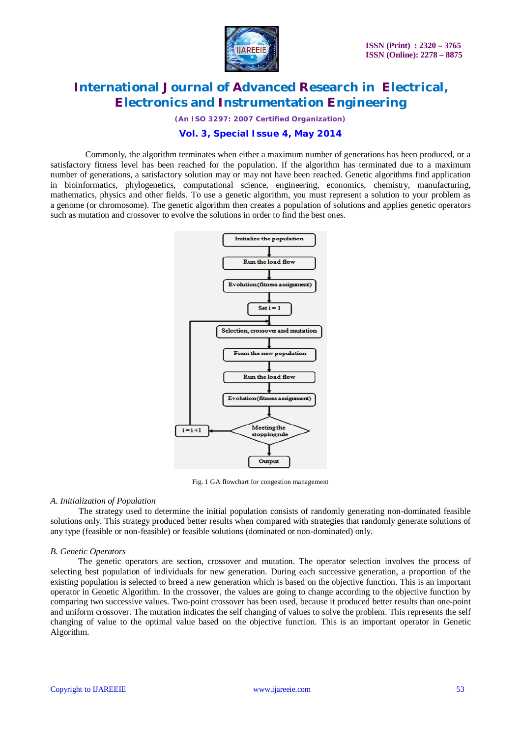Commonly, the algorithm terminates when either a maximum number of generations has been produced, or a satisfactory fitness level has been reached for the population. If the algorithm has terminated due to a maximum number of generations, a satisfactory solution may or may not have been reached. Genetic algorithms find application in bioinformatics, phylogenetics, computational science, engineering, economics, chemistry, manufacturing, mathematics, physics and other fields. To use a genetic algorithm, you must represent a solution to your problem as a genome (or chromosome). The genetic algorithm then creates a population of solutions and applies genetic operators such as mutation and crossover to evolve the solutions in order to find the best ones.

Fig. 1 GA flowchart for congestion management

*A. Initialization of Population*

The strategy used to determine the initial population consists of randomly generating non-dominated feasible solutions only. This strategy produced better results when compared with strategies that randomly generate solutions of any type (feasible or non-feasible) or feasible solutions (dominated or non-dominated) only.

*B. Genetic Operators*

The genetic operators are section, crossover and mutation. The operator selection involves the process of selecting best population of individuals for new generation. During each successive generation, a proportion of the existing population is selected to breed a new generation which is based on the objective function. This is an important operator in Genetic Algorithm. In the crossover, the values are going to change according to the objective function by comparing two successive values. Two-point crossover has been used, because it produced better results than one-point and uniform crossover. The mutation indicates the self changing of values to solve the problem. This represents the self changing of value to the optimal value based on the objective function. This is an important operator in Genetic Algorithm.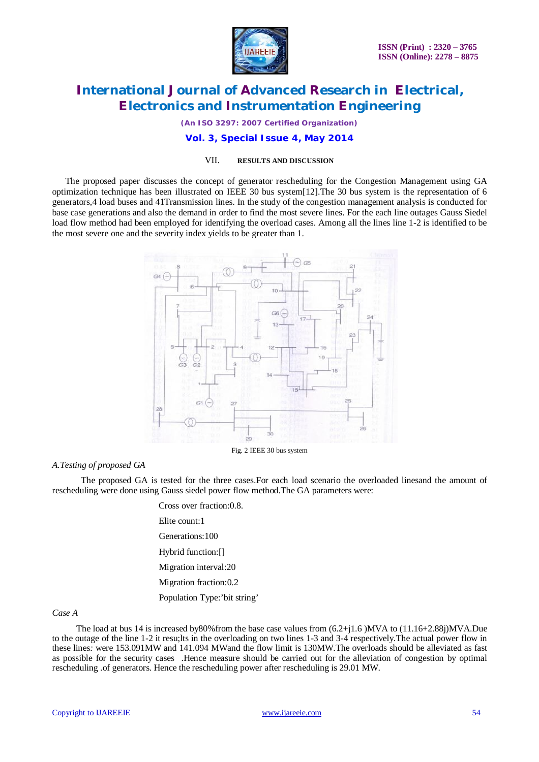## VII. RESULTS AND DISCUSSION

The proposed paper discusses the concept of generator rescheduling for the Congestion Management using GA optimization technique has been illustrated on IEEE 30 bus system[12].The 30 bus system is the representation of 6 generators,4 load buses and 41Transmission lines. In the study of the congestion management analysis is conducted for base case generations and also the demand in order to find the most severe lines. For the each line outages Gauss Siedel load flow method had been employed for identifying the overload cases. Among all the lines line 1-2 is identified to be the most severe one and the severity index yields to be greater than 1.

Fig. 2 IEEE 30 bus system

### *A.Testing of proposed GA*

The proposed GA is tested for the three cases.For each load scenario the overloaded linesand the amount of rescheduling were done using Gauss siedel power flow method.The GA parameters were:

Cross over fraction:0.8.

Elite count:1

Generations:100

Hybrid function:[]

Migration interval:20

Migration fraction:0.2

Population Type:'bit string'

*Case A*

The load at bus 14 is increased by80%from the base case values from (6.2+j1.6 )MVA to (11.16+2.88j)MVA.Due to the outage of the line 1-2 it resu;lts in the overloading on two lines 1-3 and 3-4 respectively.The actual power flow in these lines*:* were 153.091MW and 141.094 MWand the flow limit is 130MW.The overloads should be alleviated as fast as possible for the security cases .Hence measure should be carried out for the alleviation of congestion by optimal rescheduling .of generators. Hence the rescheduling power after rescheduling is 29.01 MW.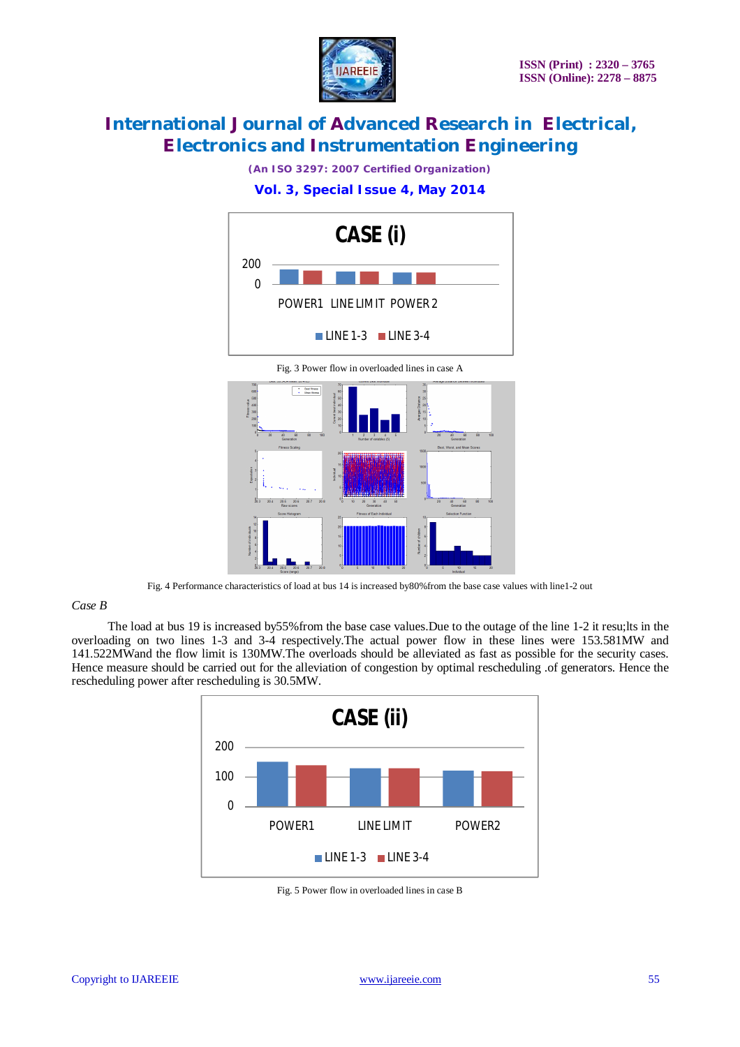Fig. 3 Power flow in overloaded lines in case A

Fig. 4 Performance characteristics of load at bus 14 is increased by80%from the base case values with line1-2 out

*Case B*

The load at bus 19 is increased by55%from the base case values.Due to the outage of the line 1-2 it resu;lts in the overloading on two lines 1-3 and 3-4 respectively.The actual power flow in these lines were 153.581MW and 141.522MWand the flow limit is 130MW.The overloads should be alleviated as fast as possible for the security cases. Hence measure should be carried out for the alleviation of congestion by optimal rescheduling .of generators. Hence the rescheduling power after rescheduling is 30.5MW.

Fig. 5 Power flow in overloaded lines in case B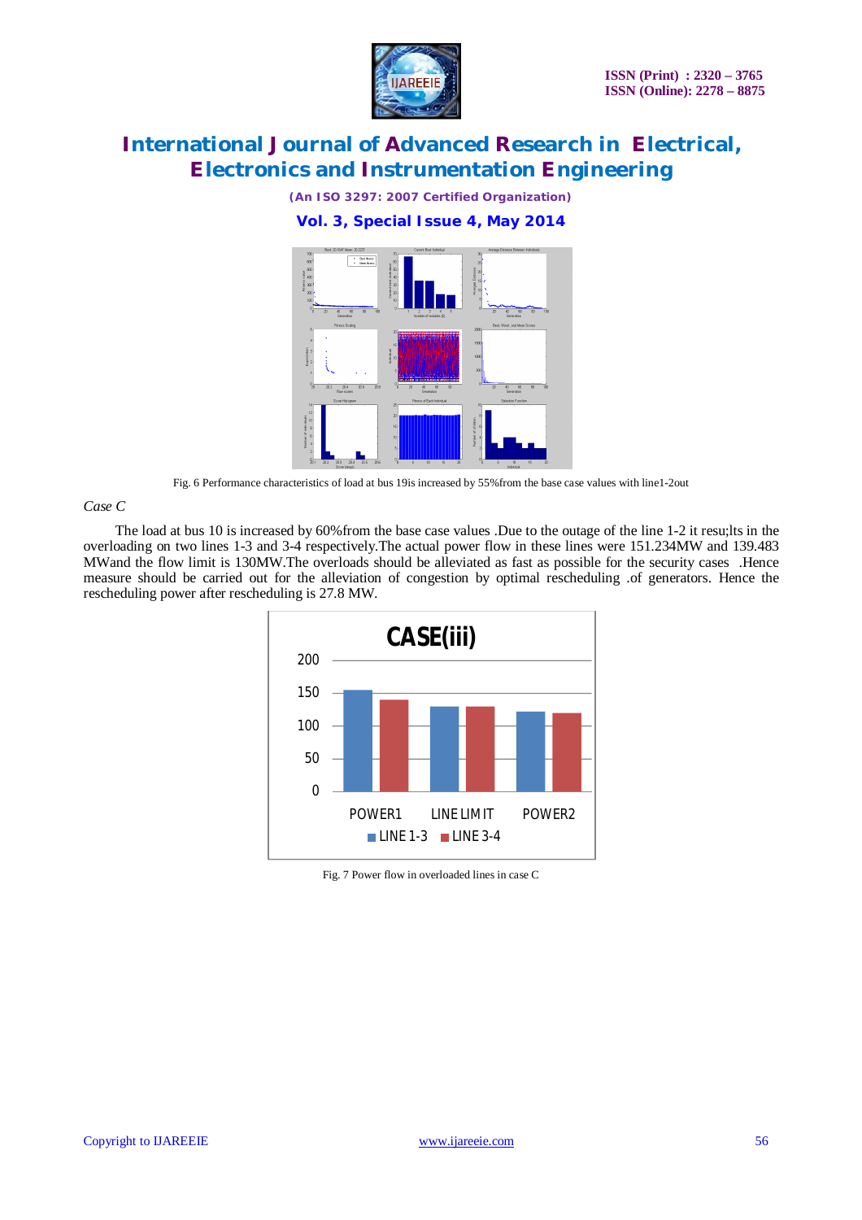Fig. 6 Performance characteristics of load at bus 19is increased by 55%from the base case values with line1-2out

*Case C*

The load at bus 10 is increased by 60%from the base case values .Due to the outage of the line 1-2 it resu;lts in the overloading on two lines 1-3 and 3-4 respectively.The actual power flow in these lines were 151.234MW and 139.483 MWand the flow limit is 130MW.The overloads should be alleviated as fast as possible for the security cases .Hence measure should be carried out for the alleviation of congestion by optimal rescheduling .of generators. Hence the rescheduling power after rescheduling is 27.8 MW.

Fig. 7 Power flow in overloaded lines in case C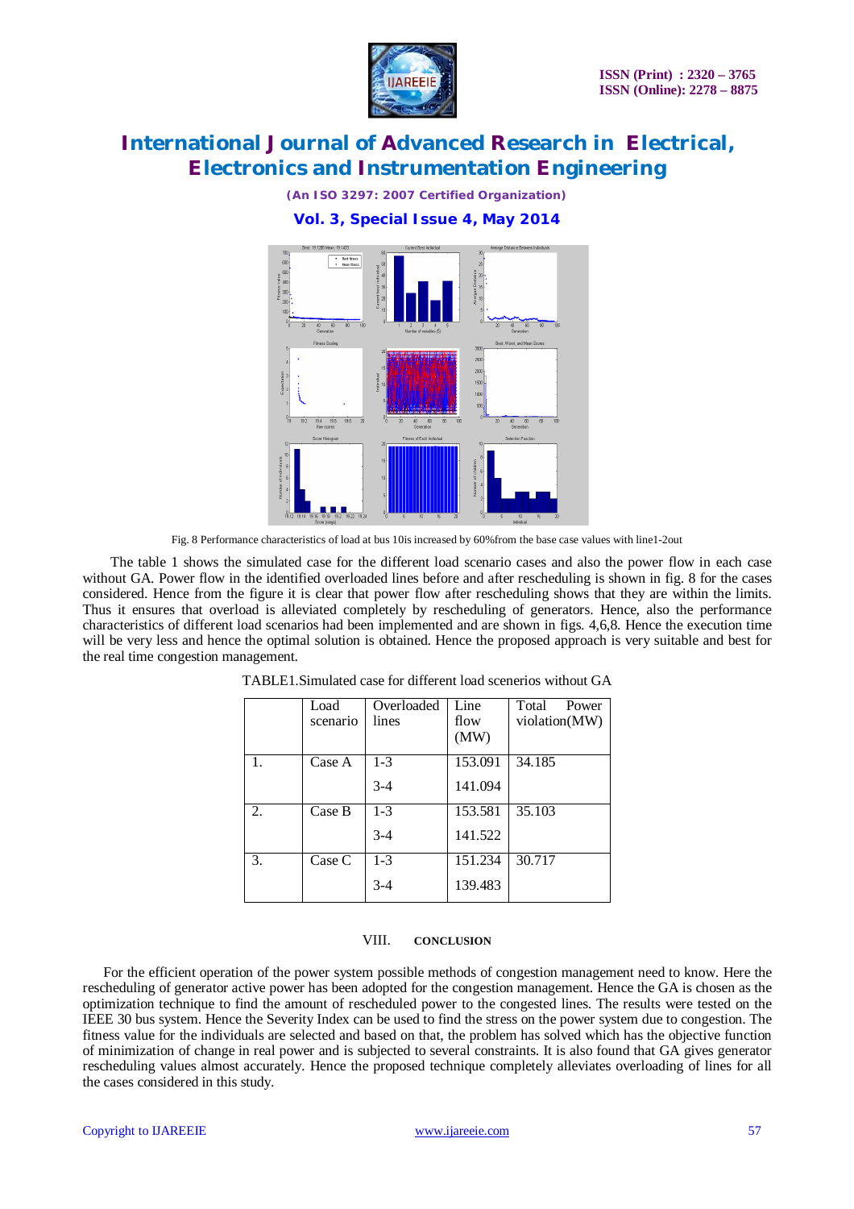Fig. 8 Performance characteristics of load at bus 10is increased by 60%from the base case values with line1-2out

The table 1 shows the simulated case for the different load scenario cases and also the power flow in each case without GA. Power flow in the identified overloaded lines before and after rescheduling is shown in fig. 8 for the cases considered. Hence from the figure it is clear that power flow after rescheduling shows that they are within the limits. Thus it ensures that overload is alleviated completely by rescheduling of generators. Hence, also the performance characteristics of different load scenarios had been implemented and are shown in figs. 4,6,8. Hence the execution time will be very less and hence the optimal solution is obtained. Hence the proposed approach is very suitable and best for the real time congestion management.

TABLE1.Simulated case for different load scenerios without GA

| | Load scenario | Overloaded lines | Line flow (MW) | Total Power violation(MW) |
|---|---|---|---|---|
| 1. | Case A | 1-3 | 153.091 | 34.185 |
| | | 3-4 | 141.094 | |
| 2. | Case B | 1-3 | 153.581 | 35.103 |
| | | 3-4 | 141.522 | |
| 3. | Case C | 1-3 | 151.234 | 30.717 |
| | | 3-4 | 139.483 | |

## VIII. CONCLUSION

For the efficient operation of the power system possible methods of congestion management need to know. Here the rescheduling of generator active power has been adopted for the congestion management. Hence the GA is chosen as the optimization technique to find the amount of rescheduled power to the congested lines. The results were tested on the IEEE 30 bus system. Hence the Severity Index can be used to find the stress on the power system due to congestion. The fitness value for the individuals are selected and based on that, the problem has solved which has the objective function of minimization of change in real power and is subjected to several constraints. It is also found that GA gives generator rescheduling values almost accurately. Hence the proposed technique completely alleviates overloading of lines for all the cases considered in this study.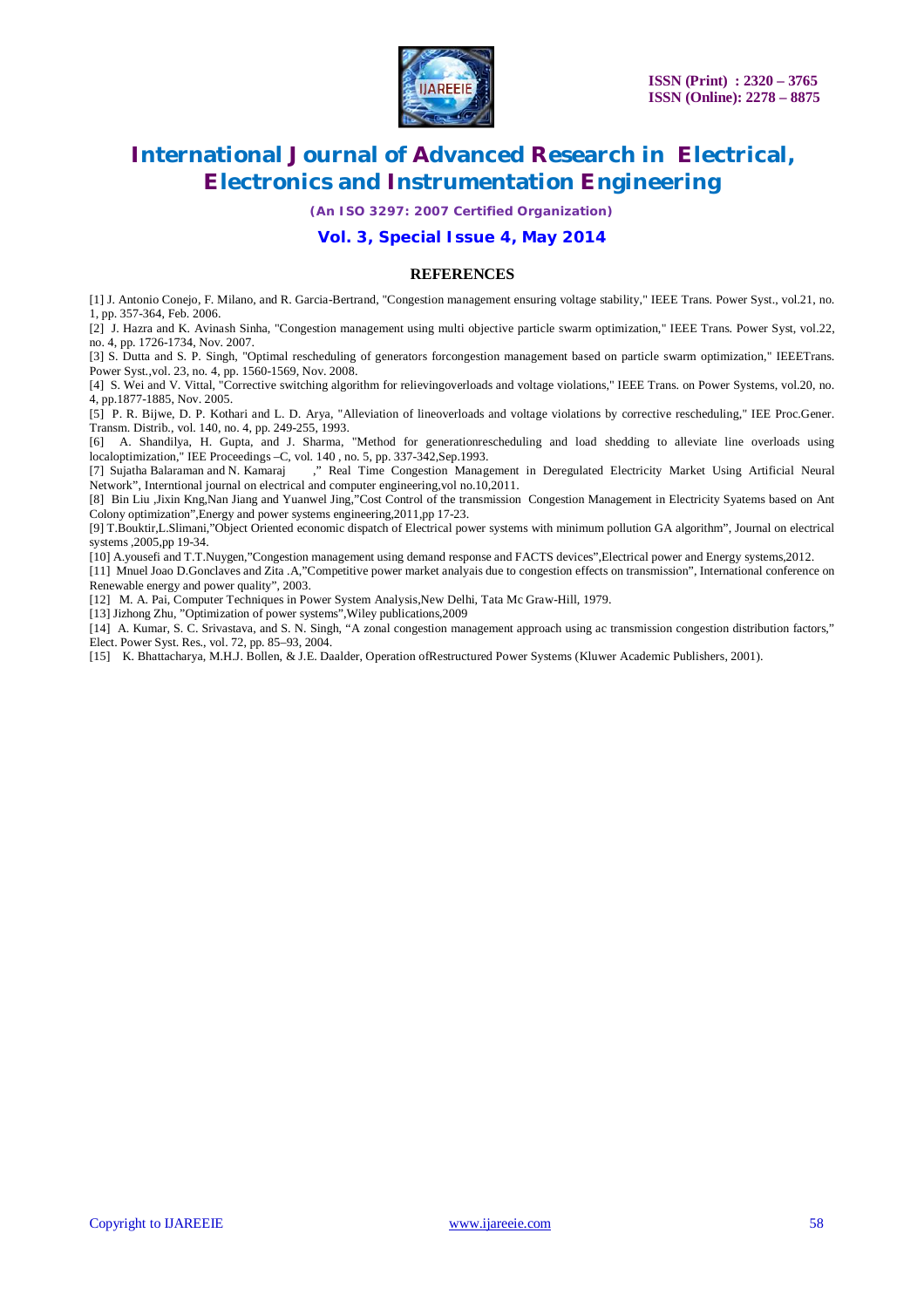## REFERENCES

[1] J. Antonio Conejo, F. Milano, and R. Garcia-Bertrand, "Congestion management ensuring voltage stability," IEEE Trans. Power Syst., vol.21, no. 1, pp. 357-364, Feb. 2006.

[2] J. Hazra and K. Avinash Sinha, "Congestion management using multi objective particle swarm optimization," IEEE Trans. Power Syst, vol.22, no. 4, pp. 1726-1734, Nov. 2007.

[3] S. Dutta and S. P. Singh, "Optimal rescheduling of generators forcongestion management based on particle swarm optimization," IEEETrans. Power Syst.,vol. 23, no. 4, pp. 1560-1569, Nov. 2008.

[4] S. Wei and V. Vittal, "Corrective switching algorithm for relievingoverloads and voltage violations," IEEE Trans. on Power Systems, vol.20, no. 4, pp.1877-1885, Nov. 2005.

[5] P. R. Bijwe, D. P. Kothari and L. D. Arya, "Alleviation of lineoverloads and voltage violations by corrective rescheduling," IEE Proc.Gener. Transm. Distrib., vol. 140, no. 4, pp. 249-255, 1993.

[6] A. Shandilya, H. Gupta, and J. Sharma, "Method for generationrescheduling and load shedding to alleviate line overloads using localoptimization," IEE Proceedings –C, vol. 140 , no. 5, pp. 337-342,Sep.1993.

[7] Sujatha Balaraman and N. Kamaraj ," Real Time Congestion Management in Deregulated Electricity Market Using Artificial Neural Network", Interntional journal on electrical and computer engineering,vol no.10,2011.

[8] Bin Liu ,Jixin Kng,Nan Jiang and Yuanwel Jing,"Cost Control of the transmission Congestion Management in Electricity Syatems based on Ant Colony optimization",Energy and power systems engineering,2011,pp 17-23.

[9] T.Bouktir,L.Slimani,"Object Oriented economic dispatch of Electrical power systems with minimum pollution GA algorithm", Journal on electrical systems ,2005,pp 19-34.

[10] A.yousefi and T.T.Nuygen,"Congestion management using demand response and FACTS devices",Electrical power and Energy systems,2012.

[11] Mnuel Joao D.Gonclaves and Zita .A,"Competitive power market analyais due to congestion effects on transmission", International conference on Renewable energy and power quality", 2003.

[12] M. A. Pai, Computer Techniques in Power System Analysis,New Delhi, Tata Mc Graw-Hill, 1979.

[13] Jizhong Zhu, "Optimization of power systems",Wiley publications,2009

[14] A. Kumar, S. C. Srivastava, and S. N. Singh, "A zonal congestion management approach using ac transmission congestion distribution factors," Elect. Power Syst. Res., vol. 72, pp. 85–93, 2004.

[15] K. Bhattacharya, M.H.J. Bollen, & J.E. Daalder, Operation ofRestructured Power Systems (Kluwer Academic Publishers, 2001).